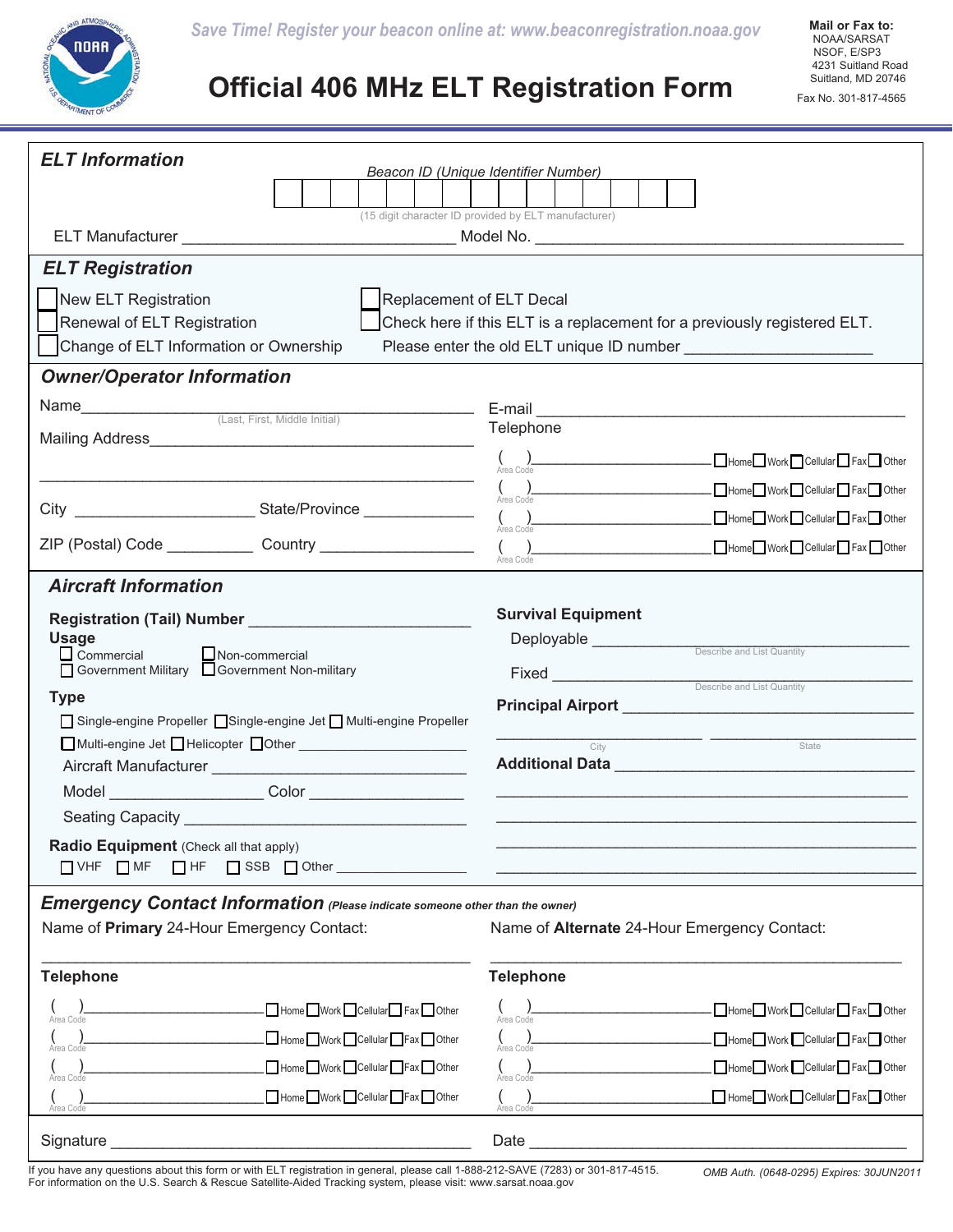Save Time! Register your beacon online at: www.beaconregistration.noaa.gov

Mail or Fax to:
NOAA/SARSAT
NSOF, E/SP3
4231 Suitland Road
Suitland, MD 20746

Fax No. 301-817-4565

# Official 406 MHz ELT Registration Form

## ELT Information

Beacon ID (Unique Identifier Number)

| | | | | | | | | | | | | | | |
|---|---|---|---|---|---|---|---|---|---|---|---|---|---|---|
| | | | | | | | | | | | | | | |

(15 digit character ID provided by ELT manufacturer)

ELT Manufacturer ______________________________ Model No. ______________________________________

## ELT Registration

- ☐ New ELT Registration
- ☐ Renewal of ELT Registration
- ☐ Change of ELT Information or Ownership
- ☐ Replacement of ELT Decal
- ☐ Check here if this ELT is a replacement for a previously registered ELT.

Please enter the old ELT unique ID number ____________________

## Owner/Operator Information

Name ____________________________________________
(Last, First, Middle Initial)

Mailing Address ____________________________________

____________________________________________________

City ____________________ State/Province ____________

ZIP (Postal) Code __________ Country _________________

E-mail ________________________________________

Telephone

( ) ______________________ ☐Home ☐Work ☐Cellular ☐Fax ☐Other
Area Code

( ) ______________________ ☐Home ☐Work ☐Cellular ☐Fax ☐Other
Area Code

( ) ______________________ ☐Home ☐Work ☐Cellular ☐Fax ☐Other
Area Code

( ) ______________________ ☐Home ☐Work ☐Cellular ☐Fax ☐Other
Area Code

## Aircraft Information

**Registration (Tail) Number** ______________________

**Usage**

☐ Commercial ☐ Non-commercial
☐ Government Military ☐ Government Non-military

**Type**

☐ Single-engine Propeller ☐ Single-engine Jet ☐ Multi-engine Propeller
☐ Multi-engine Jet ☐ Helicopter ☐ Other ____________________

Aircraft Manufacturer ____________________________

Model ________________ Color ________________

Seating Capacity ________________________________

**Radio Equipment** (Check all that apply)

☐ VHF ☐ MF ☐ HF ☐ SSB ☐ Other ________________

**Survival Equipment**

Deployable ______________________________________
Describe and List Quantity

Fixed __________________________________________
Describe and List Quantity

**Principal Airport** ________________________________

____________________ ____________________
City State

**Additional Data** ________________________________

____________________________________________________

____________________________________________________

____________________________________________________

____________________________________________________

## Emergency Contact Information *(Please indicate someone other than the owner)*

Name of **Primary** 24-Hour Emergency Contact:

____________________________________________________

**Telephone**

( ) ______________________ ☐Home ☐Work ☐Cellular ☐Fax ☐Other
Area Code

( ) ______________________ ☐Home ☐Work ☐Cellular ☐Fax ☐Other
Area Code

( ) ______________________ ☐Home ☐Work ☐Cellular ☐Fax ☐Other
Area Code

( ) ______________________ ☐Home ☐Work ☐Cellular ☐Fax ☐Other
Area Code

Name of **Alternate** 24-Hour Emergency Contact:

____________________________________________________

**Telephone**

( ) ______________________ ☐Home ☐Work ☐Cellular ☐Fax ☐Other
Area Code

( ) ______________________ ☐Home ☐Work ☐Cellular ☐Fax ☐Other
Area Code

( ) ______________________ ☐Home ☐Work ☐Cellular ☐Fax ☐Other
Area Code

( ) ______________________ ☐Home ☐Work ☐Cellular ☐Fax ☐Other
Area Code

Signature ________________________________________ Date ________________________________________

If you have any questions about this form or with ELT registration in general, please call 1-888-212-SAVE (7283) or 301-817-4515.
For information on the U.S. Search & Rescue Satellite-Aided Tracking system, please visit: www.sarsat.noaa.gov

OMB Auth. (0648-0295) Expires: 30JUN2011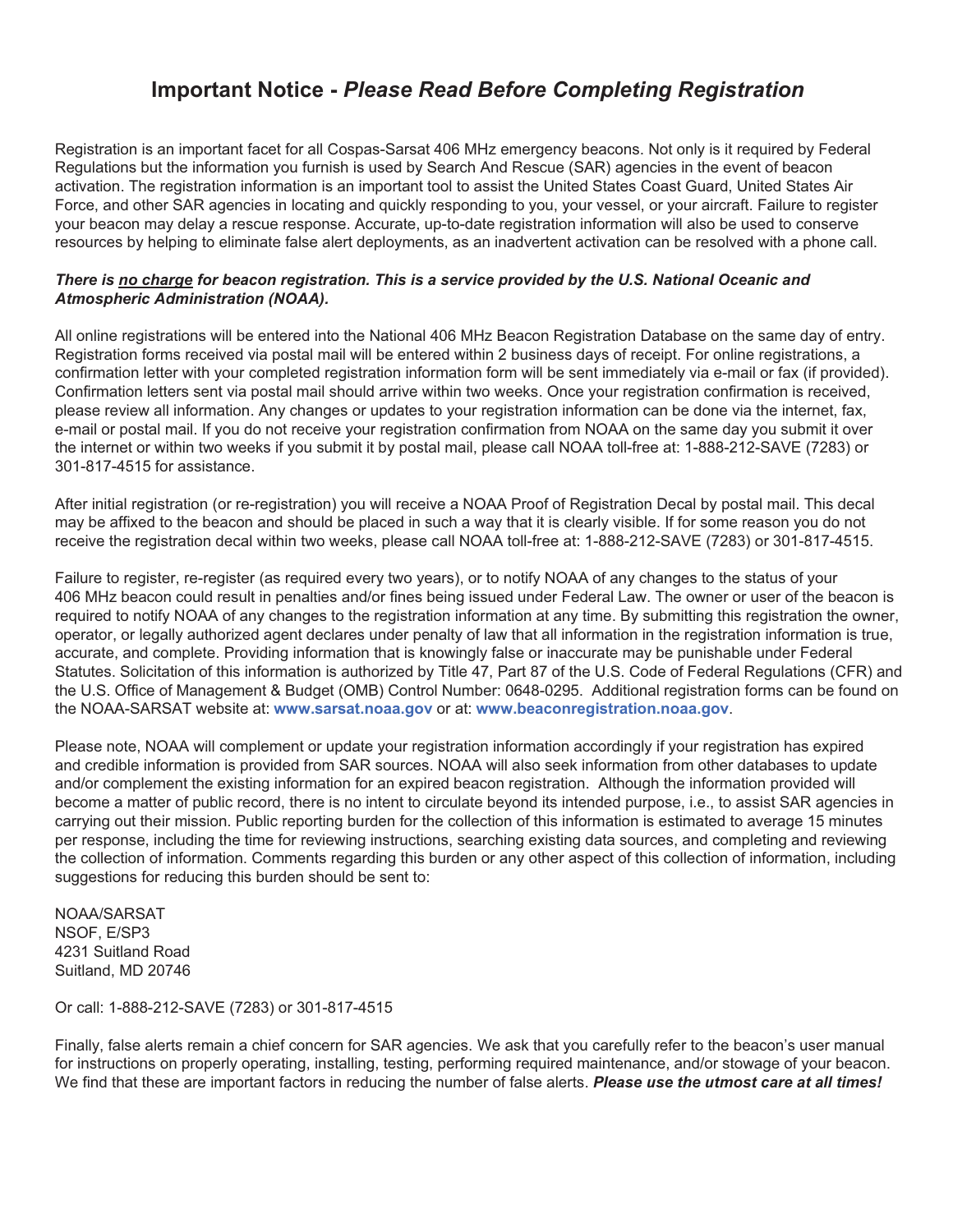# Important Notice - *Please Read Before Completing Registration*

Registration is an important facet for all Cospas-Sarsat 406 MHz emergency beacons. Not only is it required by Federal Regulations but the information you furnish is used by Search And Rescue (SAR) agencies in the event of beacon activation. The registration information is an important tool to assist the United States Coast Guard, United States Air Force, and other SAR agencies in locating and quickly responding to you, your vessel, or your aircraft. Failure to register your beacon may delay a rescue response. Accurate, up-to-date registration information will also be used to conserve resources by helping to eliminate false alert deployments, as an inadvertent activation can be resolved with a phone call.

***There is <u>no charge</u> for beacon registration. This is a service provided by the U.S. National Oceanic and Atmospheric Administration (NOAA).***

All online registrations will be entered into the National 406 MHz Beacon Registration Database on the same day of entry. Registration forms received via postal mail will be entered within 2 business days of receipt. For online registrations, a confirmation letter with your completed registration information form will be sent immediately via e-mail or fax (if provided). Confirmation letters sent via postal mail should arrive within two weeks. Once your registration confirmation is received, please review all information. Any changes or updates to your registration information can be done via the internet, fax, e-mail or postal mail. If you do not receive your registration confirmation from NOAA on the same day you submit it over the internet or within two weeks if you submit it by postal mail, please call NOAA toll-free at: 1-888-212-SAVE (7283) or 301-817-4515 for assistance.

After initial registration (or re-registration) you will receive a NOAA Proof of Registration Decal by postal mail. This decal may be affixed to the beacon and should be placed in such a way that it is clearly visible. If for some reason you do not receive the registration decal within two weeks, please call NOAA toll-free at: 1-888-212-SAVE (7283) or 301-817-4515.

Failure to register, re-register (as required every two years), or to notify NOAA of any changes to the status of your 406 MHz beacon could result in penalties and/or fines being issued under Federal Law. The owner or user of the beacon is required to notify NOAA of any changes to the registration information at any time. By submitting this registration the owner, operator, or legally authorized agent declares under penalty of law that all information in the registration information is true, accurate, and complete. Providing information that is knowingly false or inaccurate may be punishable under Federal Statutes. Solicitation of this information is authorized by Title 47, Part 87 of the U.S. Code of Federal Regulations (CFR) and the U.S. Office of Management & Budget (OMB) Control Number: 0648-0295. Additional registration forms can be found on the NOAA-SARSAT website at: **www.sarsat.noaa.gov** or at: **www.beaconregistration.noaa.gov**.

Please note, NOAA will complement or update your registration information accordingly if your registration has expired and credible information is provided from SAR sources. NOAA will also seek information from other databases to update and/or complement the existing information for an expired beacon registration. Although the information provided will become a matter of public record, there is no intent to circulate beyond its intended purpose, i.e., to assist SAR agencies in carrying out their mission. Public reporting burden for the collection of this information is estimated to average 15 minutes per response, including the time for reviewing instructions, searching existing data sources, and completing and reviewing the collection of information. Comments regarding this burden or any other aspect of this collection of information, including suggestions for reducing this burden should be sent to:

NOAA/SARSAT
NSOF, E/SP3
4231 Suitland Road
Suitland, MD 20746

Or call: 1-888-212-SAVE (7283) or 301-817-4515

Finally, false alerts remain a chief concern for SAR agencies. We ask that you carefully refer to the beacon's user manual for instructions on properly operating, installing, testing, performing required maintenance, and/or stowage of your beacon. We find that these are important factors in reducing the number of false alerts. ***Please use the utmost care at all times!***